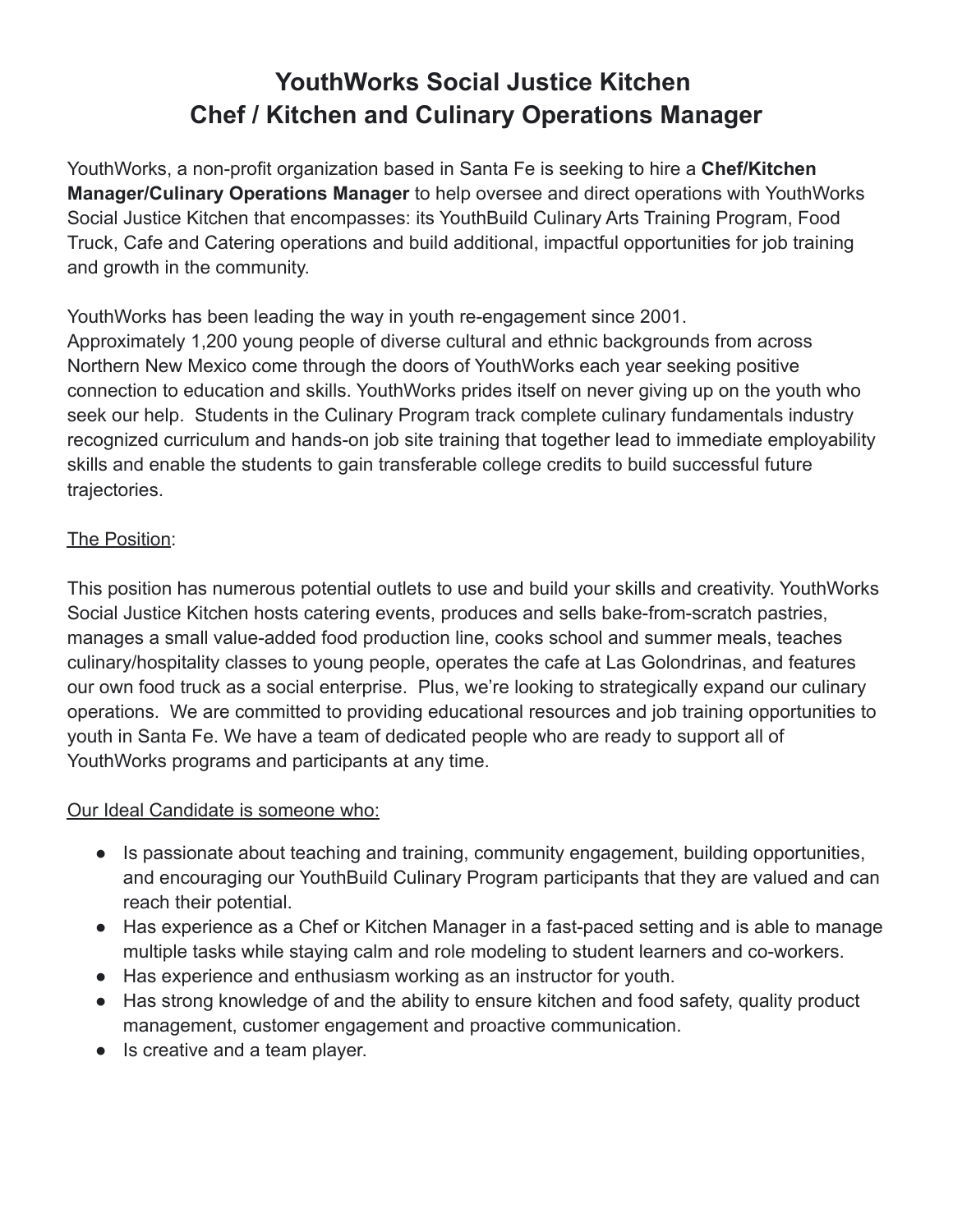# YouthWorks Social Justice Kitchen
# Chef / Kitchen and Culinary Operations Manager

YouthWorks, a non-profit organization based in Santa Fe is seeking to hire a **Chef/Kitchen Manager/Culinary Operations Manager** to help oversee and direct operations with YouthWorks Social Justice Kitchen that encompasses: its YouthBuild Culinary Arts Training Program, Food Truck, Cafe and Catering operations and build additional, impactful opportunities for job training and growth in the community.

YouthWorks has been leading the way in youth re-engagement since 2001.
Approximately 1,200 young people of diverse cultural and ethnic backgrounds from across Northern New Mexico come through the doors of YouthWorks each year seeking positive connection to education and skills. YouthWorks prides itself on never giving up on the youth who seek our help. Students in the Culinary Program track complete culinary fundamentals industry recognized curriculum and hands-on job site training that together lead to immediate employability skills and enable the students to gain transferable college credits to build successful future trajectories.

<u>The Position</u>:

This position has numerous potential outlets to use and build your skills and creativity. YouthWorks Social Justice Kitchen hosts catering events, produces and sells bake-from-scratch pastries, manages a small value-added food production line, cooks school and summer meals, teaches culinary/hospitality classes to young people, operates the cafe at Las Golondrinas, and features our own food truck as a social enterprise. Plus, we're looking to strategically expand our culinary operations. We are committed to providing educational resources and job training opportunities to youth in Santa Fe. We have a team of dedicated people who are ready to support all of YouthWorks programs and participants at any time.

<u>Our Ideal Candidate is someone who:</u>

- Is passionate about teaching and training, community engagement, building opportunities, and encouraging our YouthBuild Culinary Program participants that they are valued and can reach their potential.
- Has experience as a Chef or Kitchen Manager in a fast-paced setting and is able to manage multiple tasks while staying calm and role modeling to student learners and co-workers.
- Has experience and enthusiasm working as an instructor for youth.
- Has strong knowledge of and the ability to ensure kitchen and food safety, quality product management, customer engagement and proactive communication.
- Is creative and a team player.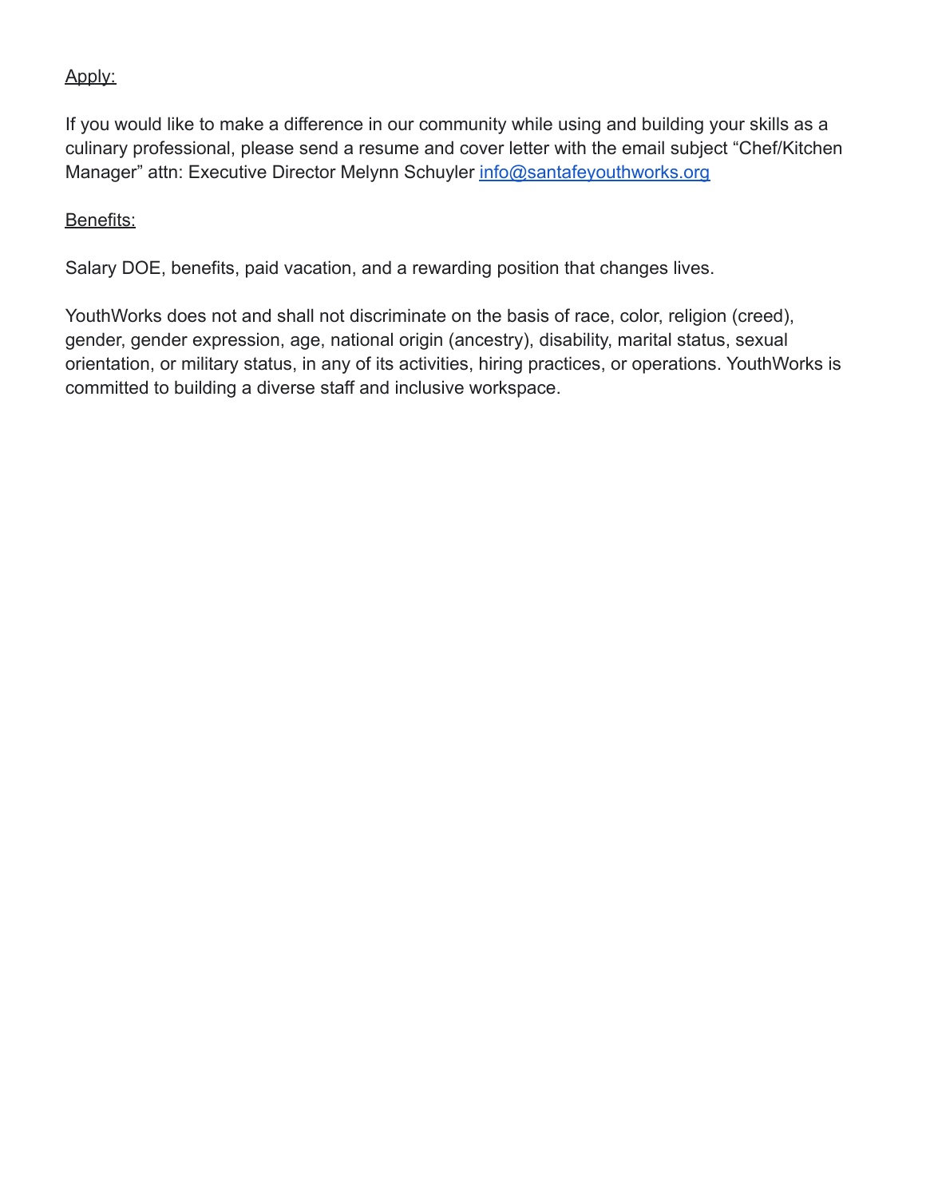Apply:

If you would like to make a difference in our community while using and building your skills as a culinary professional, please send a resume and cover letter with the email subject “Chef/Kitchen Manager” attn: Executive Director Melynn Schuyler info@santafeyouthworks.org

Benefits:

Salary DOE, benefits, paid vacation, and a rewarding position that changes lives.

YouthWorks does not and shall not discriminate on the basis of race, color, religion (creed), gender, gender expression, age, national origin (ancestry), disability, marital status, sexual orientation, or military status, in any of its activities, hiring practices, or operations. YouthWorks is committed to building a diverse staff and inclusive workspace.